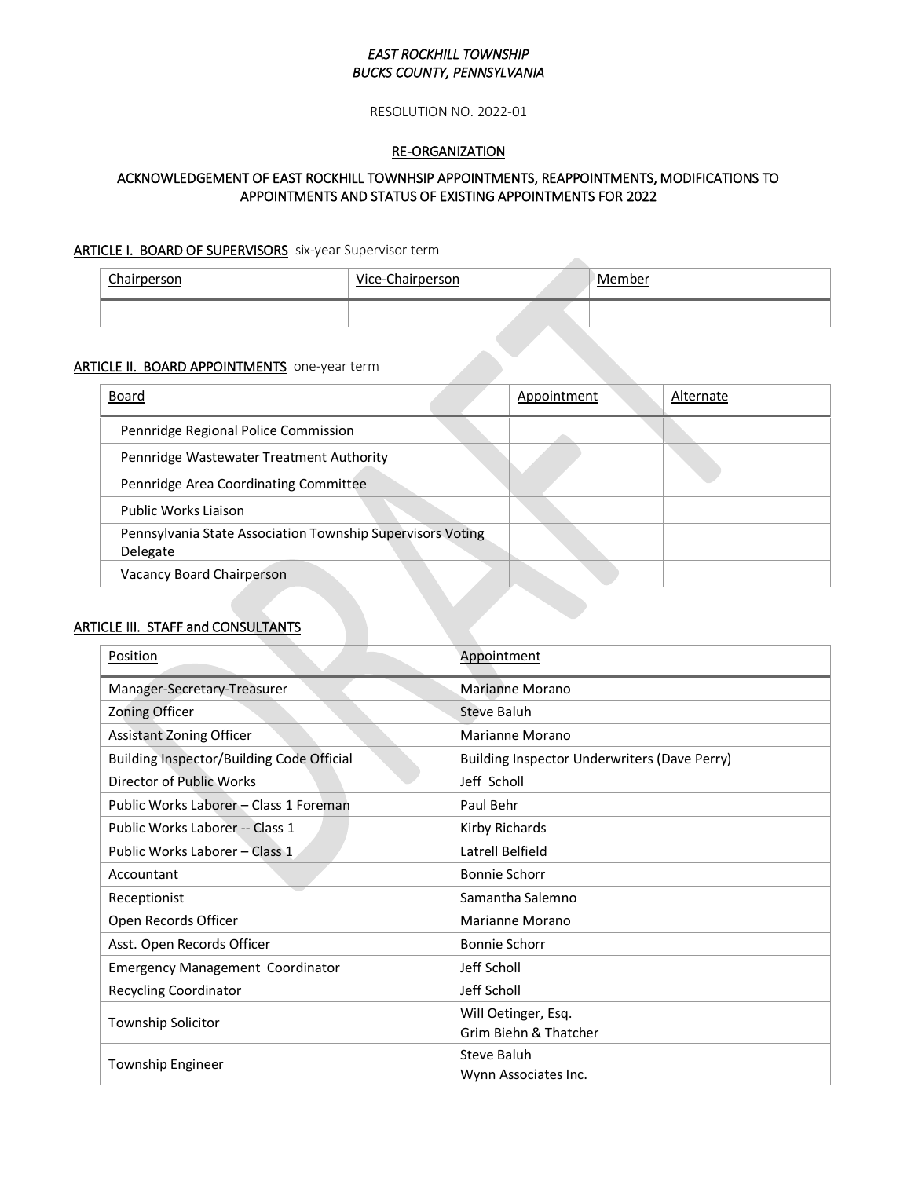*EAST ROCKHILL TOWNSHIP*
*BUCKS COUNTY, PENNSYLVANIA*

RESOLUTION NO. 2022-01

# RE-ORGANIZATION

## ACKNOWLEDGEMENT OF EAST ROCKHILL TOWNHSIP APPOINTMENTS, REAPPOINTMENTS, MODIFICATIONS TO APPOINTMENTS AND STATUS OF EXISTING APPOINTMENTS FOR 2022

### ARTICLE I. BOARD OF SUPERVISORS six-year Supervisor term

| Chairperson | Vice-Chairperson | Member |
|---|---|---|
| | | |

### ARTICLE II. BOARD APPOINTMENTS one-year term

| Board | Appointment | Alternate |
|---|---|---|
| Pennridge Regional Police Commission | | |
| Pennridge Wastewater Treatment Authority | | |
| Pennridge Area Coordinating Committee | | |
| Public Works Liaison | | |
| Pennsylvania State Association Township Supervisors Voting Delegate | | |
| Vacancy Board Chairperson | | |

### ARTICLE III. STAFF and CONSULTANTS

| Position | Appointment |
|---|---|
| Manager-Secretary-Treasurer | Marianne Morano |
| Zoning Officer | Steve Baluh |
| Assistant Zoning Officer | Marianne Morano |
| Building Inspector/Building Code Official | Building Inspector Underwriters (Dave Perry) |
| Director of Public Works | Jeff Scholl |
| Public Works Laborer – Class 1 Foreman | Paul Behr |
| Public Works Laborer -- Class 1 | Kirby Richards |
| Public Works Laborer – Class 1 | Latrell Belfield |
| Accountant | Bonnie Schorr |
| Receptionist | Samantha Salemno |
| Open Records Officer | Marianne Morano |
| Asst. Open Records Officer | Bonnie Schorr |
| Emergency Management Coordinator | Jeff Scholl |
| Recycling Coordinator | Jeff Scholl |
| Township Solicitor | Will Oetinger, Esq.<br>Grim Biehn & Thatcher |
| Township Engineer | Steve Baluh<br>Wynn Associates Inc. |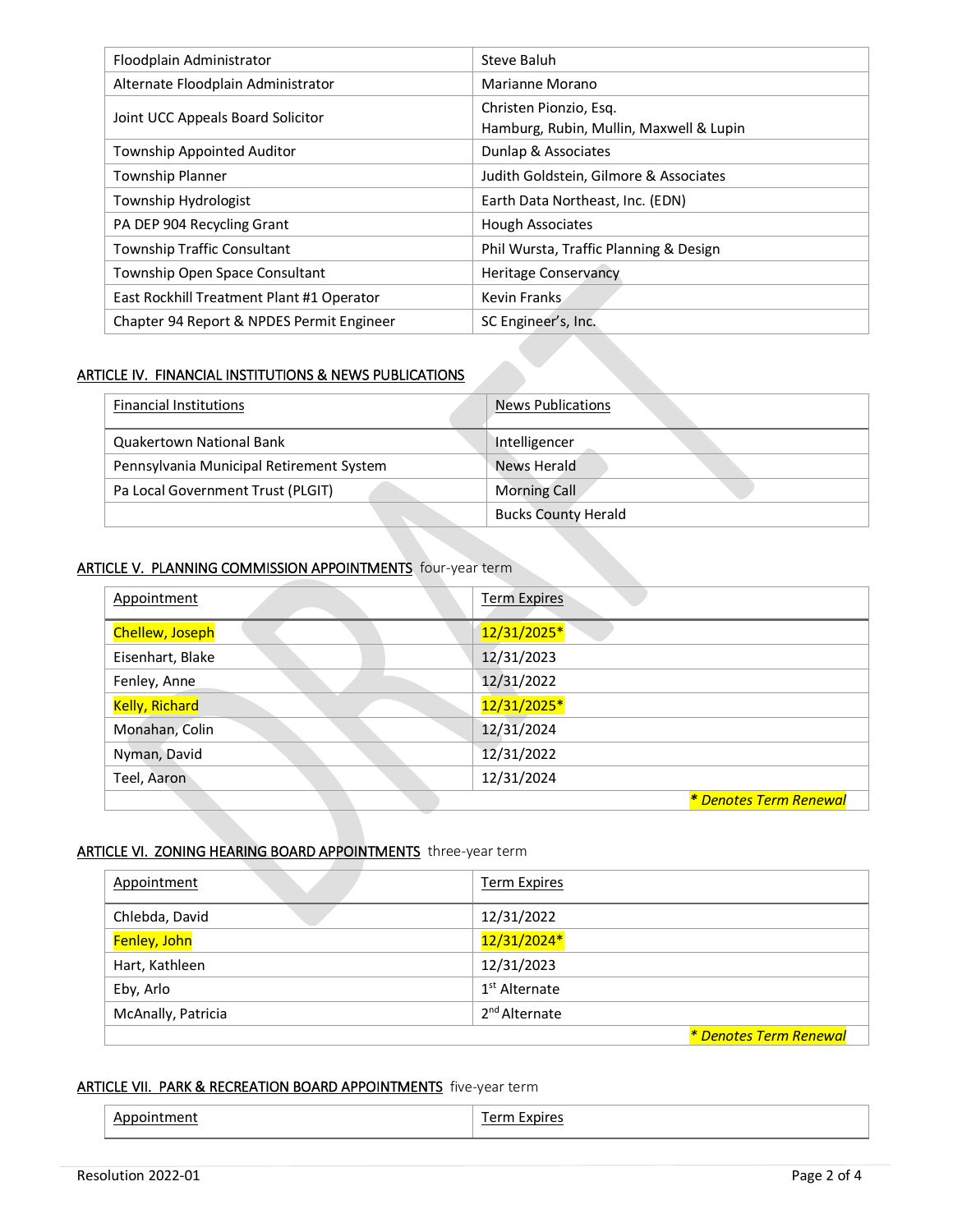| | |
|---|---|
| Floodplain Administrator | Steve Baluh |
| Alternate Floodplain Administrator | Marianne Morano |
| Joint UCC Appeals Board Solicitor | Christen Pionzio, Esq.<br>Hamburg, Rubin, Mullin, Maxwell & Lupin |
| Township Appointed Auditor | Dunlap & Associates |
| Township Planner | Judith Goldstein, Gilmore & Associates |
| Township Hydrologist | Earth Data Northeast, Inc. (EDN) |
| PA DEP 904 Recycling Grant | Hough Associates |
| Township Traffic Consultant | Phil Wursta, Traffic Planning & Design |
| Township Open Space Consultant | Heritage Conservancy |
| East Rockhill Treatment Plant #1 Operator | Kevin Franks |
| Chapter 94 Report & NPDES Permit Engineer | SC Engineer's, Inc. |

## ARTICLE IV. FINANCIAL INSTITUTIONS & NEWS PUBLICATIONS

| Financial Institutions | News Publications |
|---|---|
| Quakertown National Bank | Intelligencer |
| Pennsylvania Municipal Retirement System | News Herald |
| Pa Local Government Trust (PLGIT) | Morning Call |
| | Bucks County Herald |

## ARTICLE V. PLANNING COMMISSION APPOINTMENTS four-year term

| Appointment | Term Expires |
|---|---|
| Chellew, Joseph | 12/31/2025* |
| Eisenhart, Blake | 12/31/2023 |
| Fenley, Anne | 12/31/2022 |
| Kelly, Richard | 12/31/2025* |
| Monahan, Colin | 12/31/2024 |
| Nyman, David | 12/31/2022 |
| Teel, Aaron | 12/31/2024 |
| | *\* Denotes Term Renewal* |

## ARTICLE VI. ZONING HEARING BOARD APPOINTMENTS three-year term

| Appointment | Term Expires |
|---|---|
| Chlebda, David | 12/31/2022 |
| Fenley, John | 12/31/2024* |
| Hart, Kathleen | 12/31/2023 |
| Eby, Arlo | 1st Alternate |
| McAnally, Patricia | 2nd Alternate |
| | *\* Denotes Term Renewal* |

## ARTICLE VII. PARK & RECREATION BOARD APPOINTMENTS five-year term

| Appointment | Term Expires |
|---|---|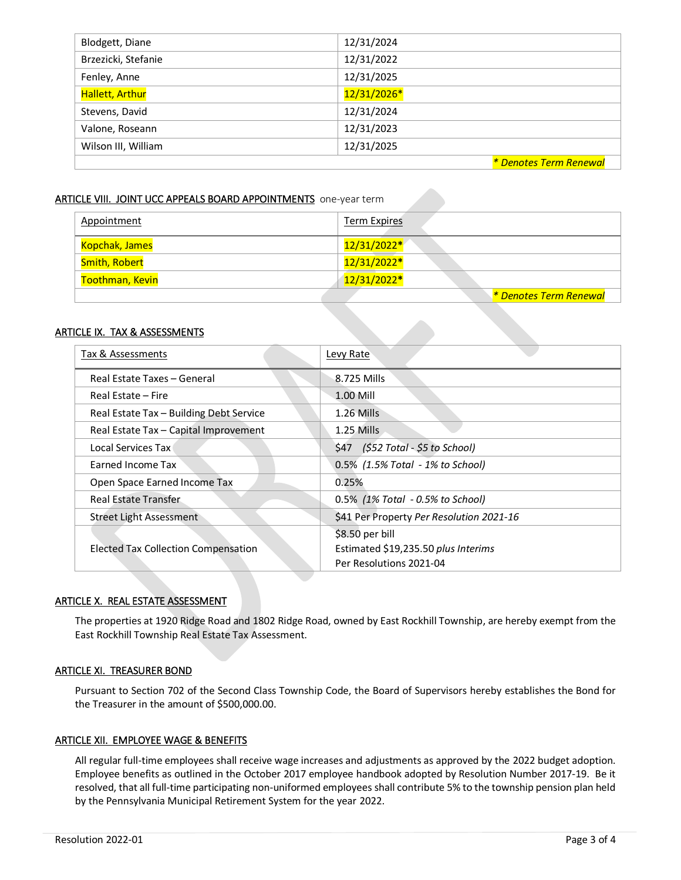| | |
|---|---|
| Blodgett, Diane | 12/31/2024 |
| Brzezicki, Stefanie | 12/31/2022 |
| Fenley, Anne | 12/31/2025 |
| Hallett, Arthur | 12/31/2026* |
| Stevens, David | 12/31/2024 |
| Valone, Roseann | 12/31/2023 |
| Wilson III, William | 12/31/2025 |
| | *\* Denotes Term Renewal* |

## ARTICLE VIII. JOINT UCC APPEALS BOARD APPOINTMENTS one-year term

| Appointment | Term Expires |
|---|---|
| Kopchak, James | 12/31/2022* |
| Smith, Robert | 12/31/2022* |
| Toothman, Kevin | 12/31/2022* |
| | *\* Denotes Term Renewal* |

## ARTICLE IX. TAX & ASSESSMENTS

| Tax & Assessments | Levy Rate |
|---|---|
| Real Estate Taxes – General | 8.725 Mills |
| Real Estate – Fire | 1.00 Mill |
| Real Estate Tax – Building Debt Service | 1.26 Mills |
| Real Estate Tax – Capital Improvement | 1.25 Mills |
| Local Services Tax | $47 *($52 Total - $5 to School)* |
| Earned Income Tax | 0.5% *(1.5% Total - 1% to School)* |
| Open Space Earned Income Tax | 0.25% |
| Real Estate Transfer | 0.5% *(1% Total - 0.5% to School)* |
| Street Light Assessment | $41 Per Property *Per Resolution 2021-16* |
| Elected Tax Collection Compensation | $8.50 per bill<br>Estimated $19,235.50 *plus Interims*<br>Per Resolutions 2021-04 |

## ARTICLE X. REAL ESTATE ASSESSMENT

The properties at 1920 Ridge Road and 1802 Ridge Road, owned by East Rockhill Township, are hereby exempt from the East Rockhill Township Real Estate Tax Assessment.

## ARTICLE XI. TREASURER BOND

Pursuant to Section 702 of the Second Class Township Code, the Board of Supervisors hereby establishes the Bond for the Treasurer in the amount of $500,000.00.

## ARTICLE XII. EMPLOYEE WAGE & BENEFITS

All regular full-time employees shall receive wage increases and adjustments as approved by the 2022 budget adoption. Employee benefits as outlined in the October 2017 employee handbook adopted by Resolution Number 2017-19. Be it resolved, that all full-time participating non-uniformed employees shall contribute 5% to the township pension plan held by the Pennsylvania Municipal Retirement System for the year 2022.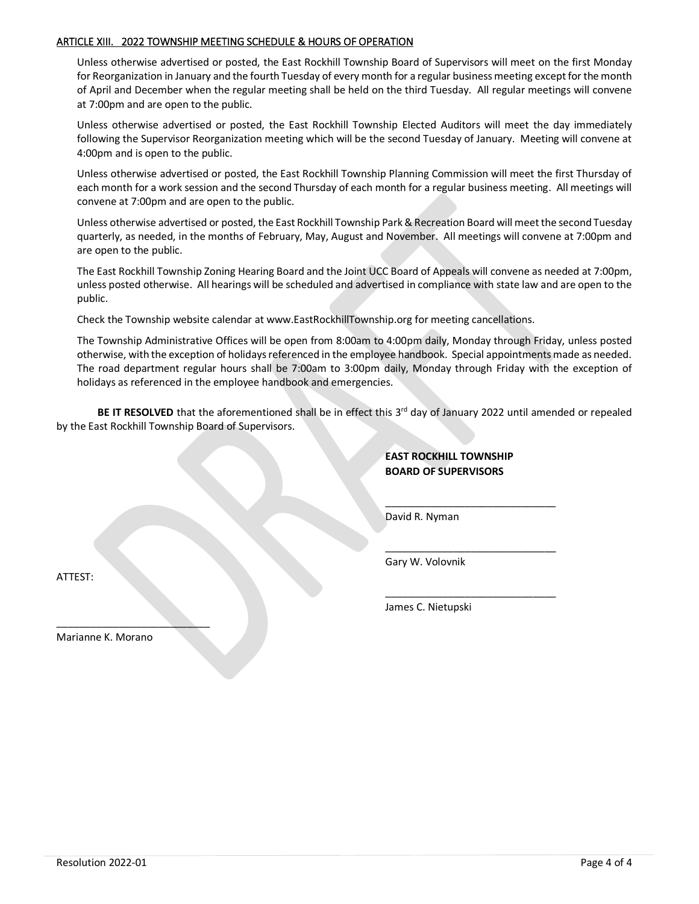## ARTICLE XIII. 2022 TOWNSHIP MEETING SCHEDULE & HOURS OF OPERATION

Unless otherwise advertised or posted, the East Rockhill Township Board of Supervisors will meet on the first Monday for Reorganization in January and the fourth Tuesday of every month for a regular business meeting except for the month of April and December when the regular meeting shall be held on the third Tuesday. All regular meetings will convene at 7:00pm and are open to the public.

Unless otherwise advertised or posted, the East Rockhill Township Elected Auditors will meet the day immediately following the Supervisor Reorganization meeting which will be the second Tuesday of January. Meeting will convene at 4:00pm and is open to the public.

Unless otherwise advertised or posted, the East Rockhill Township Planning Commission will meet the first Thursday of each month for a work session and the second Thursday of each month for a regular business meeting. All meetings will convene at 7:00pm and are open to the public.

Unless otherwise advertised or posted, the East Rockhill Township Park & Recreation Board will meet the second Tuesday quarterly, as needed, in the months of February, May, August and November. All meetings will convene at 7:00pm and are open to the public.

The East Rockhill Township Zoning Hearing Board and the Joint UCC Board of Appeals will convene as needed at 7:00pm, unless posted otherwise. All hearings will be scheduled and advertised in compliance with state law and are open to the public.

Check the Township website calendar at www.EastRockhillTownship.org for meeting cancellations.

The Township Administrative Offices will be open from 8:00am to 4:00pm daily, Monday through Friday, unless posted otherwise, with the exception of holidays referenced in the employee handbook. Special appointments made as needed. The road department regular hours shall be 7:00am to 3:00pm daily, Monday through Friday with the exception of holidays as referenced in the employee handbook and emergencies.

**BE IT RESOLVED** that the aforementioned shall be in effect this 3rd day of January 2022 until amended or repealed by the East Rockhill Township Board of Supervisors.

**EAST ROCKHILL TOWNSHIP**
**BOARD OF SUPERVISORS**

_______________________________
David R. Nyman

_______________________________
Gary W. Volovnik

_______________________________
James C. Nietupski

ATTEST:

_______________________________
Marianne K. Morano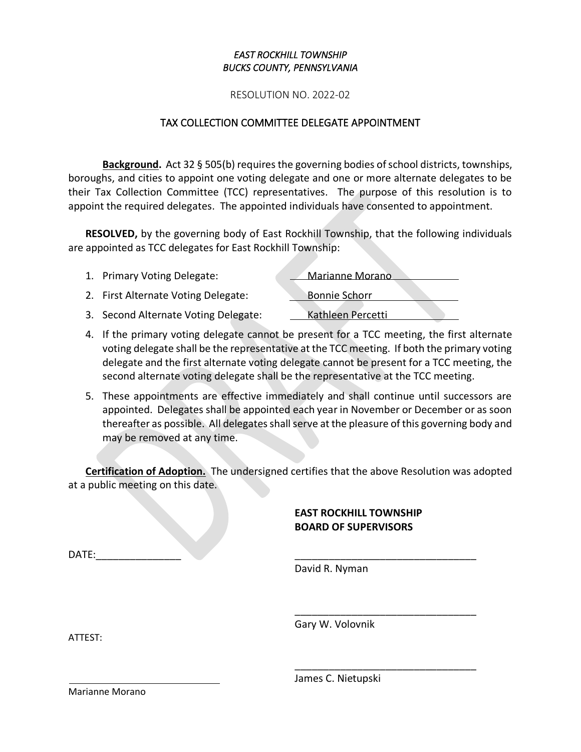*EAST ROCKHILL TOWNSHIP*
*BUCKS COUNTY, PENNSYLVANIA*

RESOLUTION NO. 2022-02

TAX COLLECTION COMMITTEE DELEGATE APPOINTMENT

**Background.** Act 32 § 505(b) requires the governing bodies of school districts, townships, boroughs, and cities to appoint one voting delegate and one or more alternate delegates to be their Tax Collection Committee (TCC) representatives. The purpose of this resolution is to appoint the required delegates. The appointed individuals have consented to appointment.

**RESOLVED,** by the governing body of East Rockhill Township, that the following individuals are appointed as TCC delegates for East Rockhill Township:

1. Primary Voting Delegate: Marianne Morano
2. First Alternate Voting Delegate: Bonnie Schorr
3. Second Alternate Voting Delegate: Kathleen Percetti
4. If the primary voting delegate cannot be present for a TCC meeting, the first alternate voting delegate shall be the representative at the TCC meeting. If both the primary voting delegate and the first alternate voting delegate cannot be present for a TCC meeting, the second alternate voting delegate shall be the representative at the TCC meeting.
5. These appointments are effective immediately and shall continue until successors are appointed. Delegates shall be appointed each year in November or December or as soon thereafter as possible. All delegates shall serve at the pleasure of this governing body and may be removed at any time.

**Certification of Adoption.** The undersigned certifies that the above Resolution was adopted at a public meeting on this date.

**EAST ROCKHILL TOWNSHIP**
**BOARD OF SUPERVISORS**

DATE:_______________

_________________________________
David R. Nyman

_________________________________
Gary W. Volovnik

ATTEST:

_________________________________
James C. Nietupski

_____________________________
Marianne Morano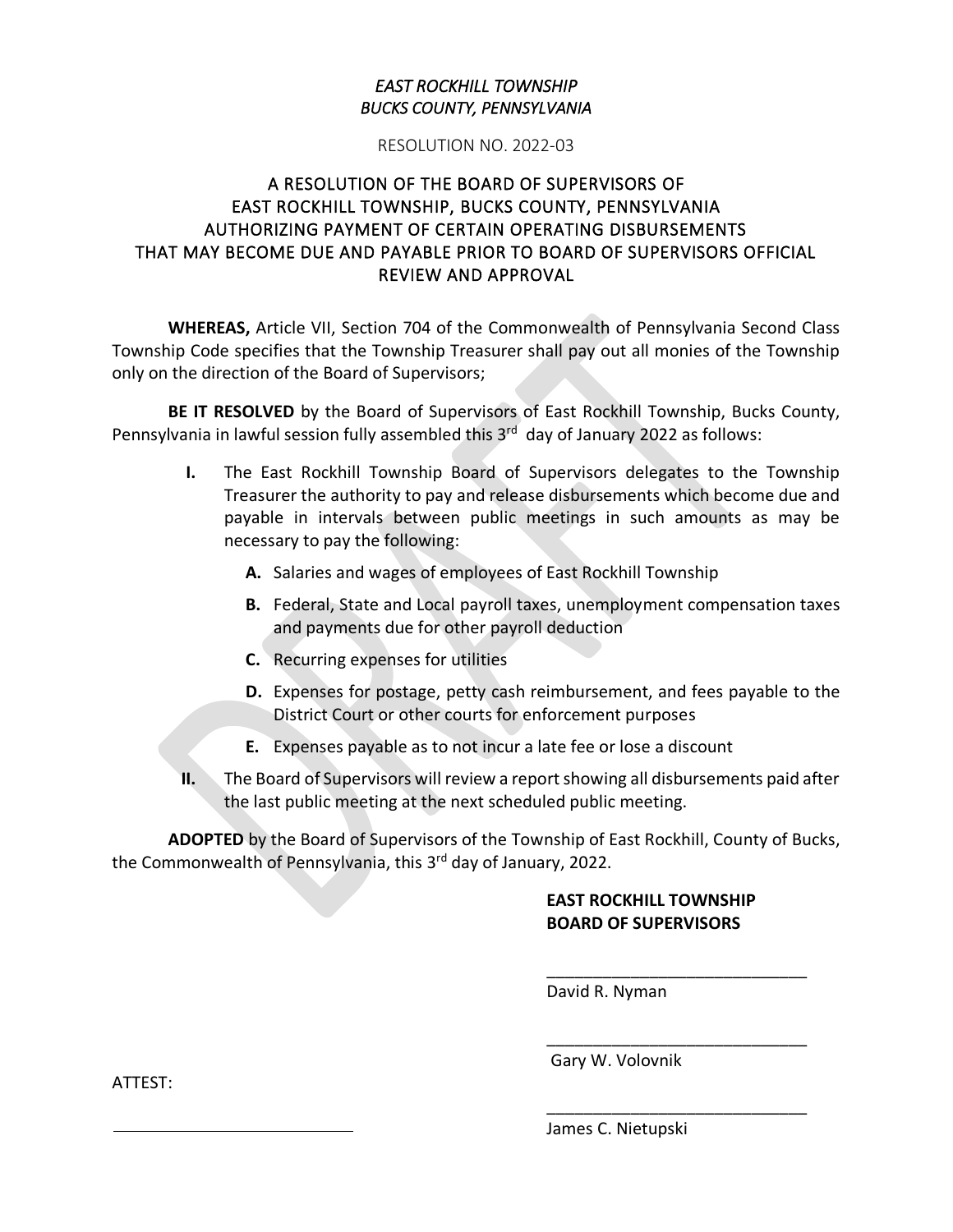*EAST ROCKHILL TOWNSHIP*
*BUCKS COUNTY, PENNSYLVANIA*

RESOLUTION NO. 2022-03

# A RESOLUTION OF THE BOARD OF SUPERVISORS OF EAST ROCKHILL TOWNSHIP, BUCKS COUNTY, PENNSYLVANIA AUTHORIZING PAYMENT OF CERTAIN OPERATING DISBURSEMENTS THAT MAY BECOME DUE AND PAYABLE PRIOR TO BOARD OF SUPERVISORS OFFICIAL REVIEW AND APPROVAL

**WHEREAS,** Article VII, Section 704 of the Commonwealth of Pennsylvania Second Class Township Code specifies that the Township Treasurer shall pay out all monies of the Township only on the direction of the Board of Supervisors;

**BE IT RESOLVED** by the Board of Supervisors of East Rockhill Township, Bucks County, Pennsylvania in lawful session fully assembled this 3rd day of January 2022 as follows:

**I.** The East Rockhill Township Board of Supervisors delegates to the Township Treasurer the authority to pay and release disbursements which become due and payable in intervals between public meetings in such amounts as may be necessary to pay the following:

- **A.** Salaries and wages of employees of East Rockhill Township
- **B.** Federal, State and Local payroll taxes, unemployment compensation taxes and payments due for other payroll deduction
- **C.** Recurring expenses for utilities
- **D.** Expenses for postage, petty cash reimbursement, and fees payable to the District Court or other courts for enforcement purposes
- **E.** Expenses payable as to not incur a late fee or lose a discount

**II.** The Board of Supervisors will review a report showing all disbursements paid after the last public meeting at the next scheduled public meeting.

**ADOPTED** by the Board of Supervisors of the Township of East Rockhill, County of Bucks, the Commonwealth of Pennsylvania, this 3rd day of January, 2022.

**EAST ROCKHILL TOWNSHIP**
**BOARD OF SUPERVISORS**

\_\_\_\_\_\_\_\_\_\_\_\_\_\_\_\_\_\_\_\_\_\_\_\_\_\_\_\_\_
David R. Nyman

\_\_\_\_\_\_\_\_\_\_\_\_\_\_\_\_\_\_\_\_\_\_\_\_\_\_\_\_\_
Gary W. Volovnik

ATTEST:

\_\_\_\_\_\_\_\_\_\_\_\_\_\_\_\_\_\_\_\_\_\_\_\_\_\_\_\_\_

\_\_\_\_\_\_\_\_\_\_\_\_\_\_\_\_\_\_\_\_\_\_\_\_\_\_\_\_\_
James C. Nietupski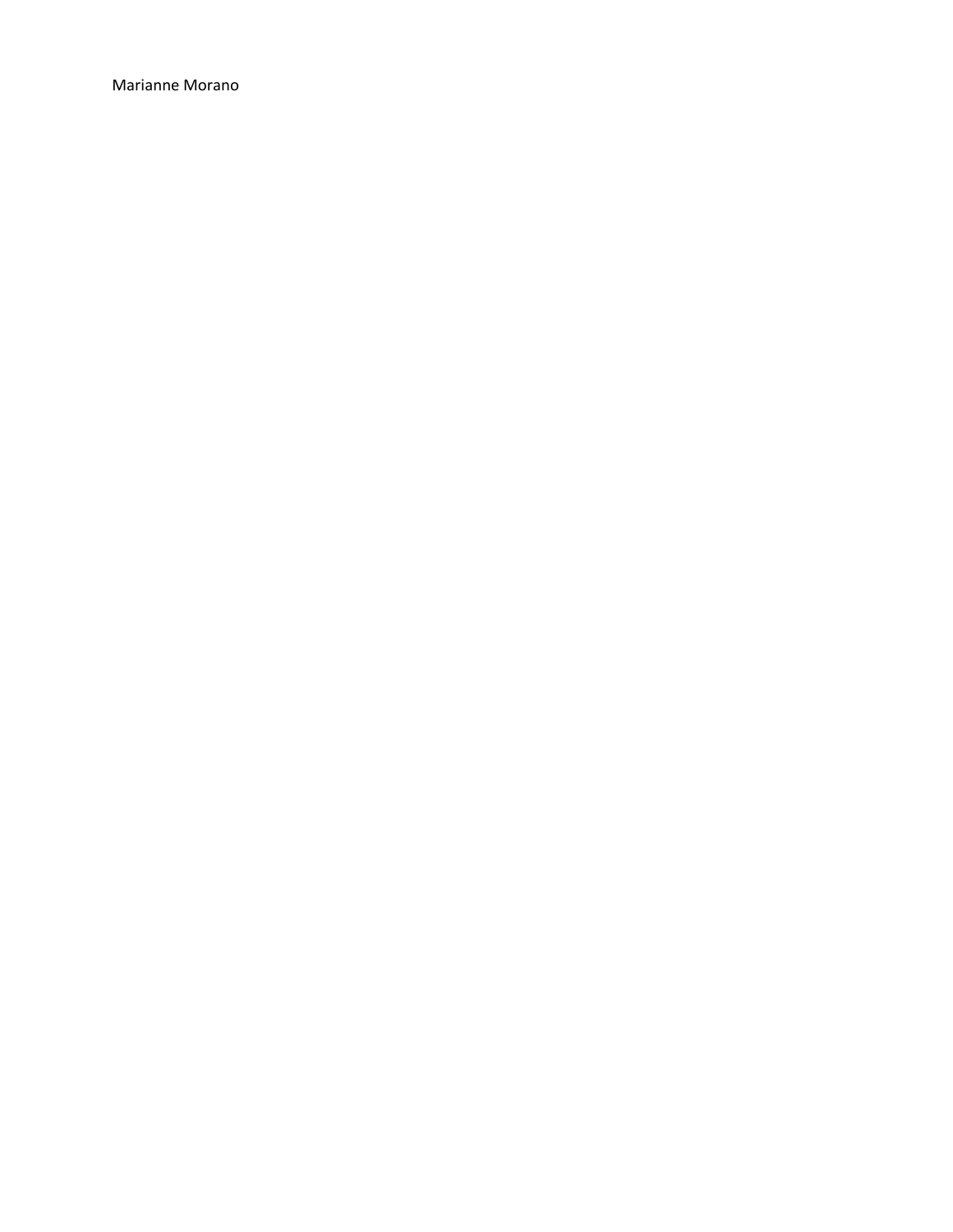Marianne Morano